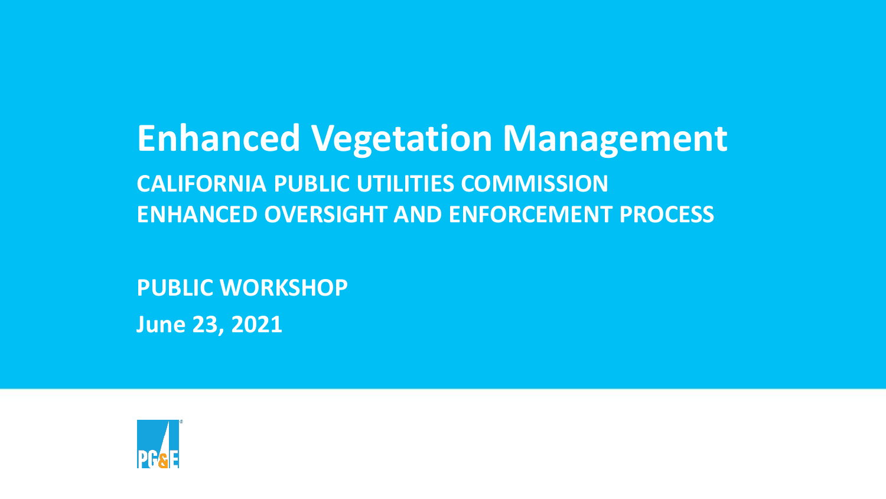# Enhanced Vegetation Management

## CALIFORNIA PUBLIC UTILITIES COMMISSION
## ENHANCED OVERSIGHT AND ENFORCEMENT PROCESS

**PUBLIC WORKSHOP**

**June 23, 2021**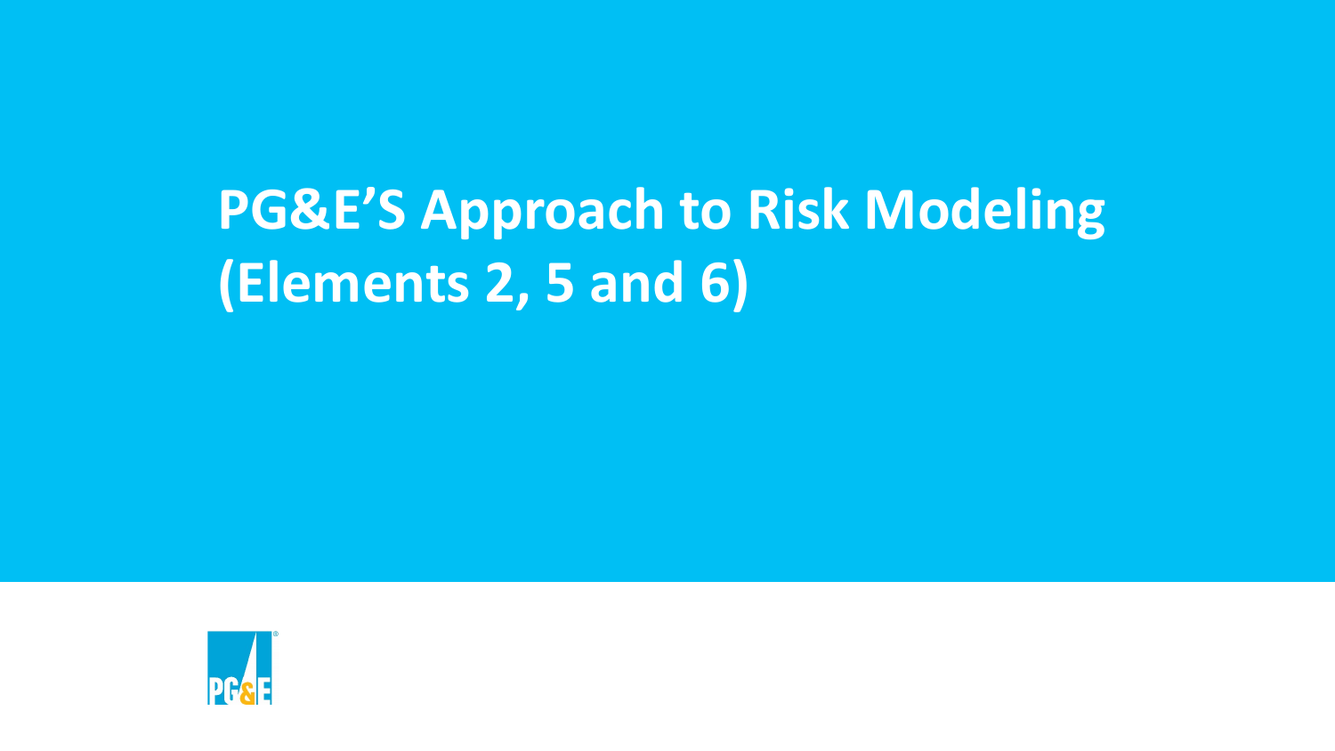# PG&E’S Approach to Risk Modeling (Elements 2, 5 and 6)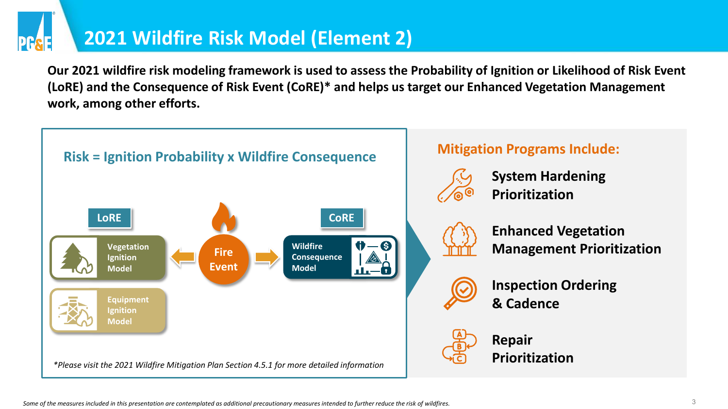# 2021 Wildfire Risk Model (Element 2)

**Our 2021 wildfire risk modeling framework is used to assess the Probability of Ignition or Likelihood of Risk Event (LoRE) and the Consequence of Risk Event (CoRE)* and helps us target our Enhanced Vegetation Management work, among other efforts.**

## Risk = Ignition Probability x Wildfire Consequence

**LoRE**

- Vegetation Ignition Model
- Equipment Ignition Model

**Fire Event**

**CoRE**

- Wildfire Consequence Model

*\*Please visit the 2021 Wildfire Mitigation Plan Section 4.5.1 for more detailed information*

## Mitigation Programs Include:

- **System Hardening Prioritization**
- **Enhanced Vegetation Management Prioritization**
- **Inspection Ordering & Cadence**
- **Repair Prioritization**

*Some of the measures included in this presentation are contemplated as additional precautionary measures intended to further reduce the risk of wildfires.*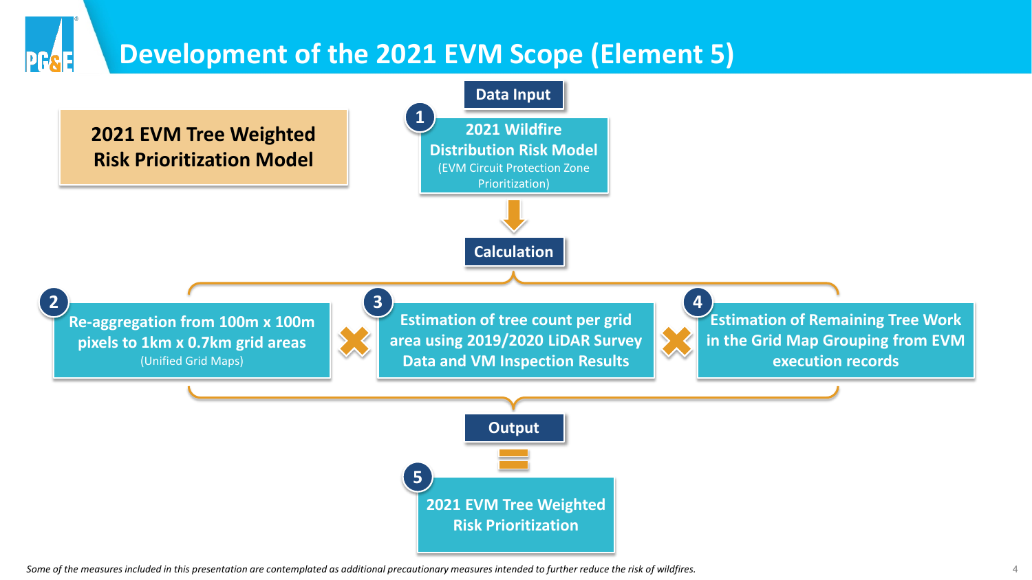# Development of the 2021 EVM Scope (Element 5)

**2021 EVM Tree Weighted Risk Prioritization Model**

**Data Input**

1. **2021 Wildfire Distribution Risk Model** (EVM Circuit Protection Zone Prioritization)

**Calculation**

2. **Re-aggregation from 100m x 100m pixels to 1km x 0.7km grid areas** (Unified Grid Maps)

×

3. **Estimation of tree count per grid area using 2019/2020 LiDAR Survey Data and VM Inspection Results**

×

4. **Estimation of Remaining Tree Work in the Grid Map Grouping from EVM execution records**

**Output**

=

5. **2021 EVM Tree Weighted Risk Prioritization**

*Some of the measures included in this presentation are contemplated as additional precautionary measures intended to further reduce the risk of wildfires.*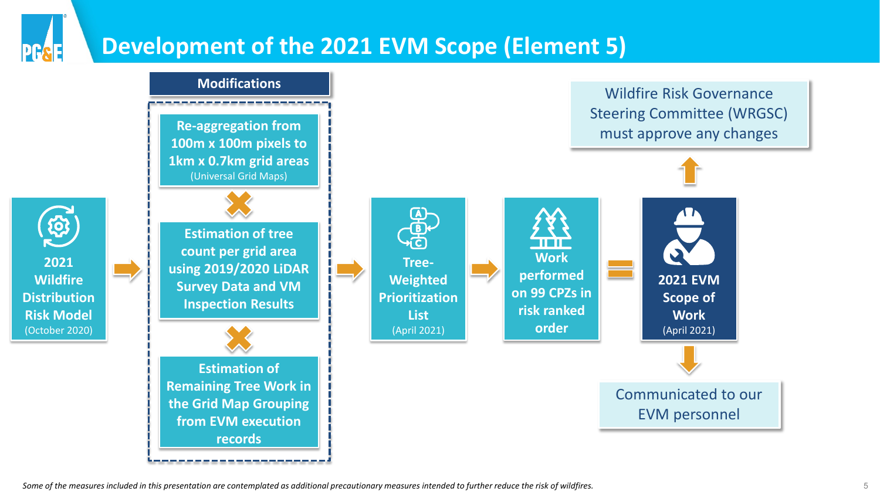# Development of the 2021 EVM Scope (Element 5)

**2021 Wildfire Distribution Risk Model** (October 2020)

→

**Modifications**

- **Re-aggregation from 100m x 100m pixels to 1km x 0.7km grid areas** (Universal Grid Maps)
- **Estimation of tree count per grid area using 2019/2020 LiDAR Survey Data and VM Inspection Results**
- **Estimation of Remaining Tree Work in the Grid Map Grouping from EVM execution records**

→

**Tree-Weighted Prioritization List** (April 2021)

→

**Work performed on 99 CPZs in risk ranked order**

=

**2021 EVM Scope of Work** (April 2021)

- Wildfire Risk Governance Steering Committee (WRGSC) must approve any changes
- Communicated to our EVM personnel

*Some of the measures included in this presentation are contemplated as additional precautionary measures intended to further reduce the risk of wildfires.*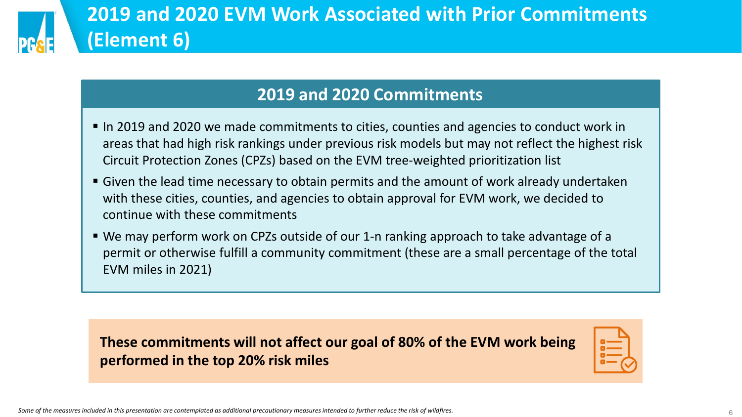# 2019 and 2020 EVM Work Associated with Prior Commitments (Element 6)

## 2019 and 2020 Commitments

- In 2019 and 2020 we made commitments to cities, counties and agencies to conduct work in areas that had high risk rankings under previous risk models but may not reflect the highest risk Circuit Protection Zones (CPZs) based on the EVM tree-weighted prioritization list
- Given the lead time necessary to obtain permits and the amount of work already undertaken with these cities, counties, and agencies to obtain approval for EVM work, we decided to continue with these commitments
- We may perform work on CPZs outside of our 1-n ranking approach to take advantage of a permit or otherwise fulfill a community commitment (these are a small percentage of the total EVM miles in 2021)

**These commitments will not affect our goal of 80% of the EVM work being performed in the top 20% risk miles**

*Some of the measures included in this presentation are contemplated as additional precautionary measures intended to further reduce the risk of wildfires.*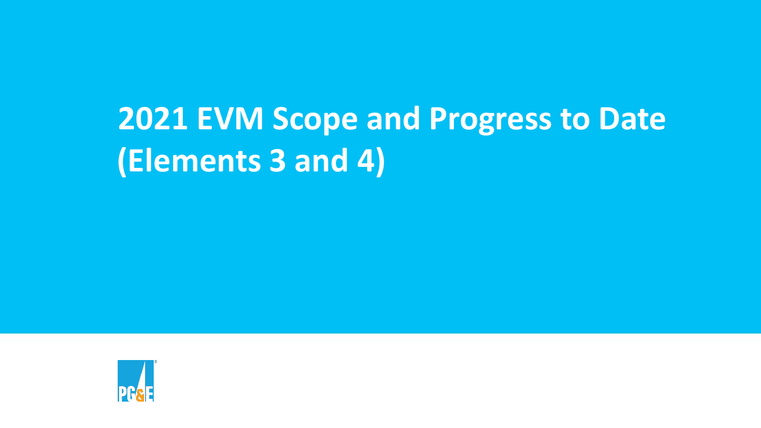# 2021 EVM Scope and Progress to Date (Elements 3 and 4)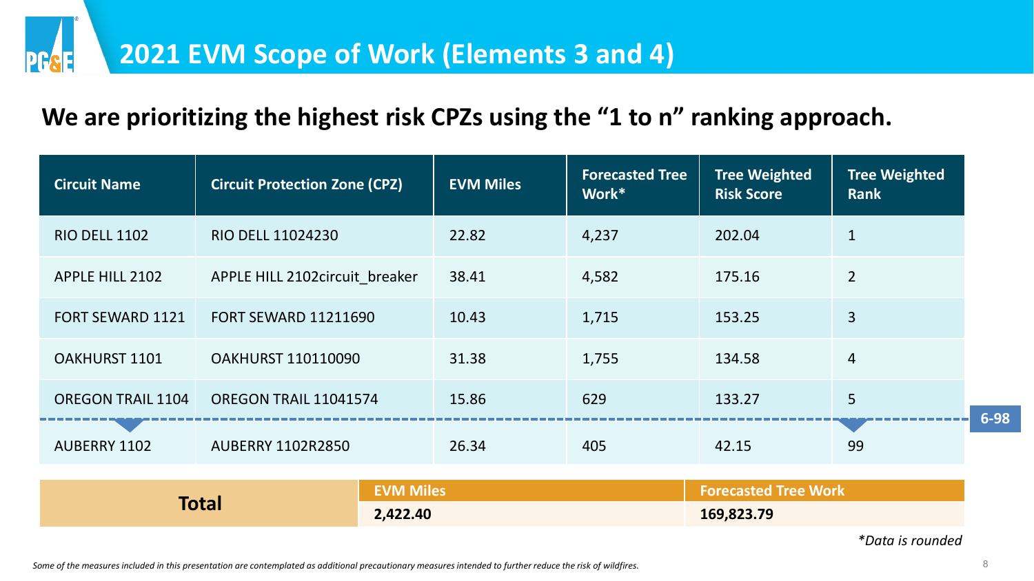# 2021 EVM Scope of Work (Elements 3 and 4)

## We are prioritizing the highest risk CPZs using the "1 to n" ranking approach.

| Circuit Name | Circuit Protection Zone (CPZ) | EVM Miles | Forecasted Tree Work* | Tree Weighted Risk Score | Tree Weighted Rank |
|---|---|---|---|---|---|
| RIO DELL 1102 | RIO DELL 11024230 | 22.82 | 4,237 | 202.04 | 1 |
| APPLE HILL 2102 | APPLE HILL 2102circuit_breaker | 38.41 | 4,582 | 175.16 | 2 |
| FORT SEWARD 1121 | FORT SEWARD 11211690 | 10.43 | 1,715 | 153.25 | 3 |
| OAKHURST 1101 | OAKHURST 110110090 | 31.38 | 1,755 | 134.58 | 4 |
| OREGON TRAIL 1104 | OREGON TRAIL 11041574 | 15.86 | 629 | 133.27 | 5 |
| 6-98 | | | | | |
| AUBERRY 1102 | AUBERRY 1102R2850 | 26.34 | 405 | 42.15 | 99 |

| Total | EVM Miles | Forecasted Tree Work |
|---|---|---|
| | 2,422.40 | 169,823.79 |

*Data is rounded

*Some of the measures included in this presentation are contemplated as additional precautionary measures intended to further reduce the risk of wildfires.*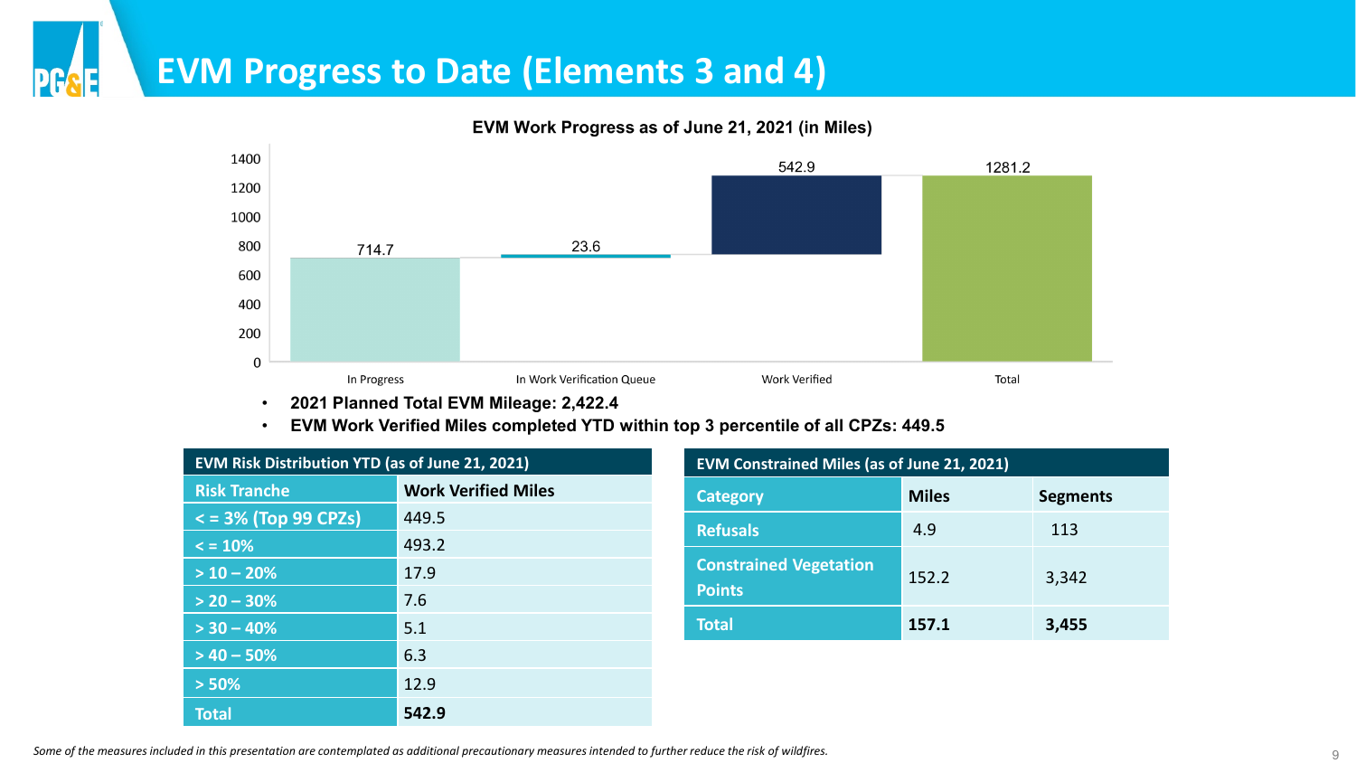# EVM Progress to Date (Elements 3 and 4)

**EVM Work Progress as of June 21, 2021 (in Miles)**

| Category | Miles |
|---|---|
| In Progress | 714.7 |
| In Work Verification Queue | 23.6 |
| Work Verified | 542.9 |
| Total | 1281.2 |

- **2021 Planned Total EVM Mileage: 2,422.4**
- **EVM Work Verified Miles completed YTD within top 3 percentile of all CPZs: 449.5**

| EVM Risk Distribution YTD (as of June 21, 2021) | |
|---|---|
| **Risk Tranche** | **Work Verified Miles** |
| < = 3% (Top 99 CPZs) | 449.5 |
| < = 10% | 493.2 |
| > 10 – 20% | 17.9 |
| > 20 – 30% | 7.6 |
| > 30 – 40% | 5.1 |
| > 40 – 50% | 6.3 |
| > 50% | 12.9 |
| **Total** | **542.9** |

| EVM Constrained Miles (as of June 21, 2021) | | |
|---|---|---|
| **Category** | **Miles** | **Segments** |
| Refusals | 4.9 | 113 |
| Constrained Vegetation Points | 152.2 | 3,342 |
| **Total** | **157.1** | **3,455** |

*Some of the measures included in this presentation are contemplated as additional precautionary measures intended to further reduce the risk of wildfires.*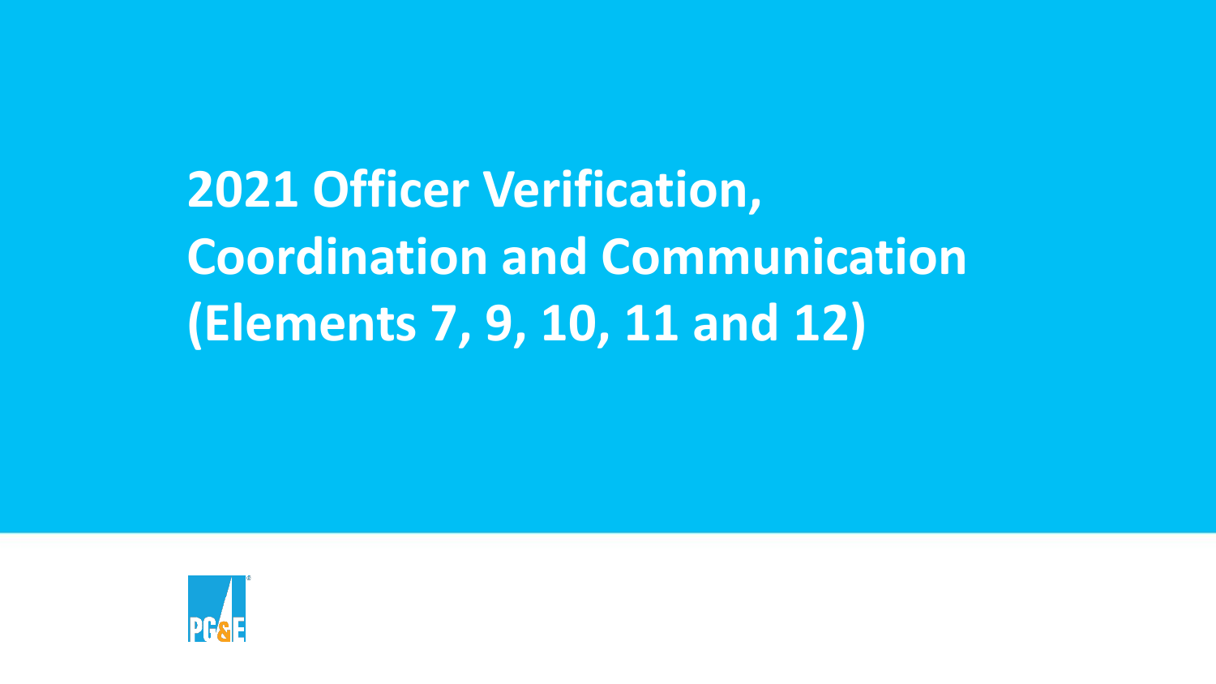# 2021 Officer Verification, Coordination and Communication (Elements 7, 9, 10, 11 and 12)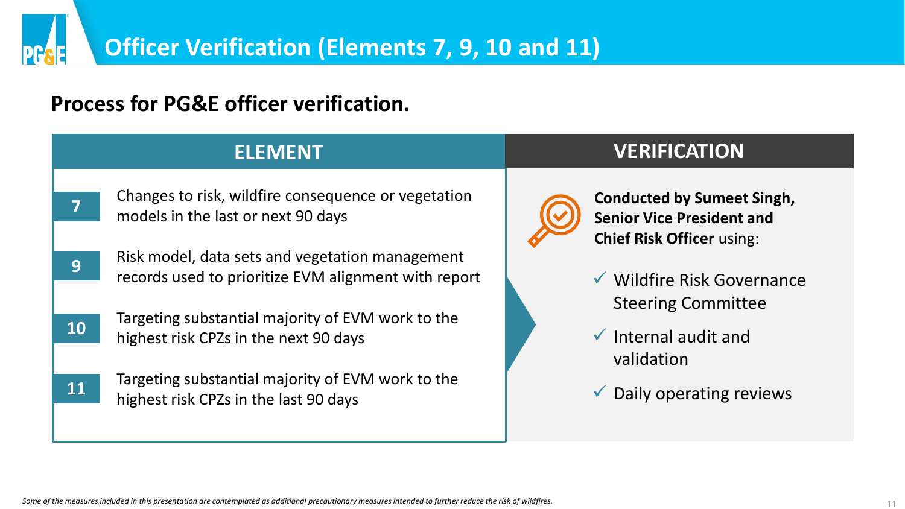# Officer Verification (Elements 7, 9, 10 and 11)

## Process for PG&E officer verification.

| ELEMENT | | VERIFICATION |
|---|---|---|
| 7 | Changes to risk, wildfire consequence or vegetation models in the last or next 90 days | **Conducted by Sumeet Singh, Senior Vice President and Chief Risk Officer** using: |
| 9 | Risk model, data sets and vegetation management records used to prioritize EVM alignment with report | ✓ Wildfire Risk Governance Steering Committee |
| 10 | Targeting substantial majority of EVM work to the highest risk CPZs in the next 90 days | ✓ Internal audit and validation |
| 11 | Targeting substantial majority of EVM work to the highest risk CPZs in the last 90 days | ✓ Daily operating reviews |

*Some of the measures included in this presentation are contemplated as additional precautionary measures intended to further reduce the risk of wildfires.*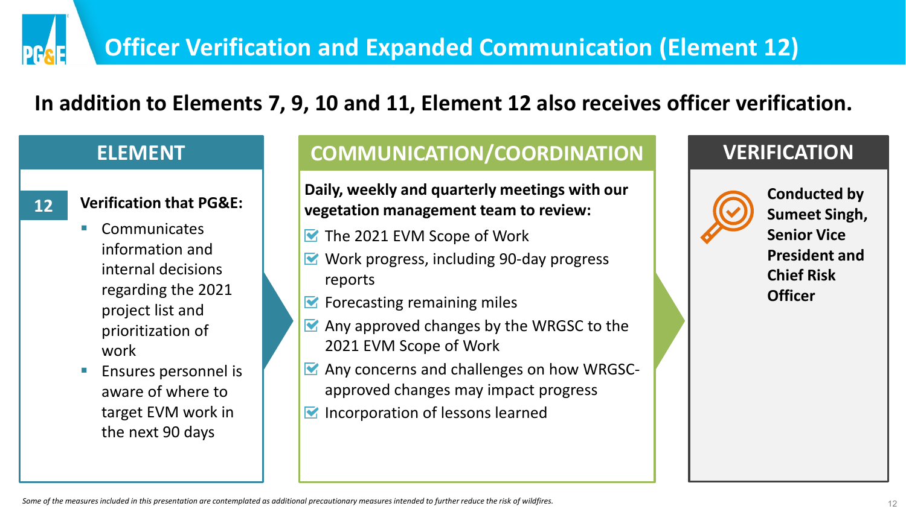# Officer Verification and Expanded Communication (Element 12)

**In addition to Elements 7, 9, 10 and 11, Element 12 also receives officer verification.**

## ELEMENT

**12** **Verification that PG&E:**

- Communicates information and internal decisions regarding the 2021 project list and prioritization of work
- Ensures personnel is aware of where to target EVM work in the next 90 days

## COMMUNICATION/COORDINATION

**Daily, weekly and quarterly meetings with our vegetation management team to review:**

- The 2021 EVM Scope of Work
- Work progress, including 90-day progress reports
- Forecasting remaining miles
- Any approved changes by the WRGSC to the 2021 EVM Scope of Work
- Any concerns and challenges on how WRGSC-approved changes may impact progress
- Incorporation of lessons learned

## VERIFICATION

**Conducted by Sumeet Singh, Senior Vice President and Chief Risk Officer**

*Some of the measures included in this presentation are contemplated as additional precautionary measures intended to further reduce the risk of wildfires.*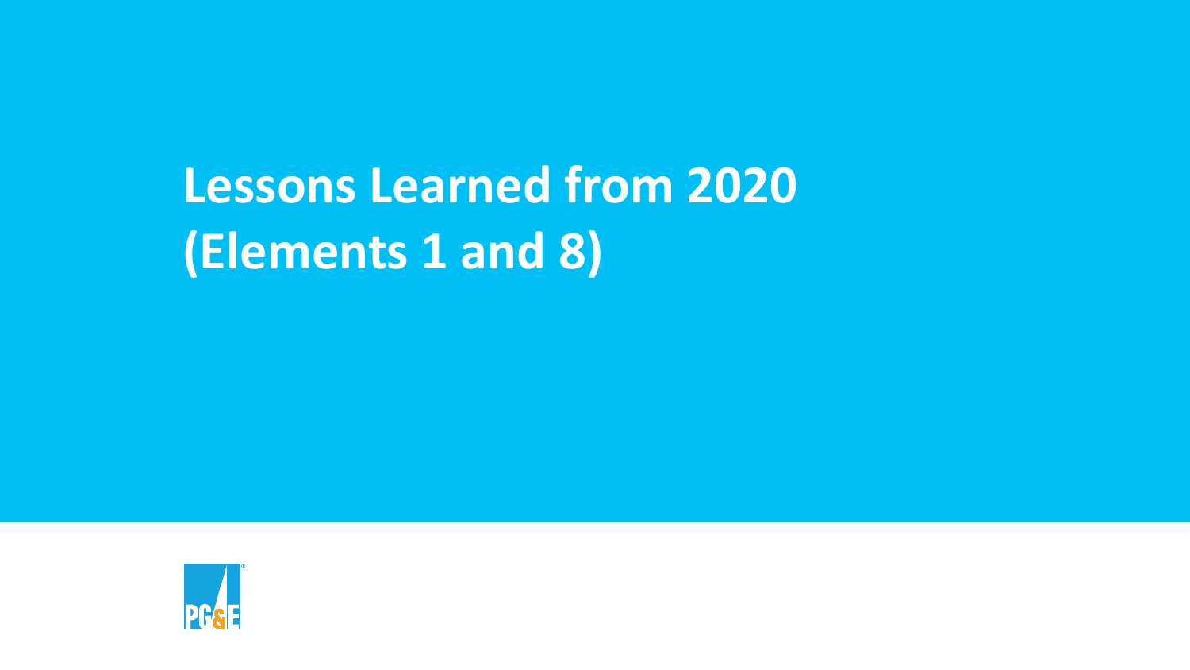# Lessons Learned from 2020 (Elements 1 and 8)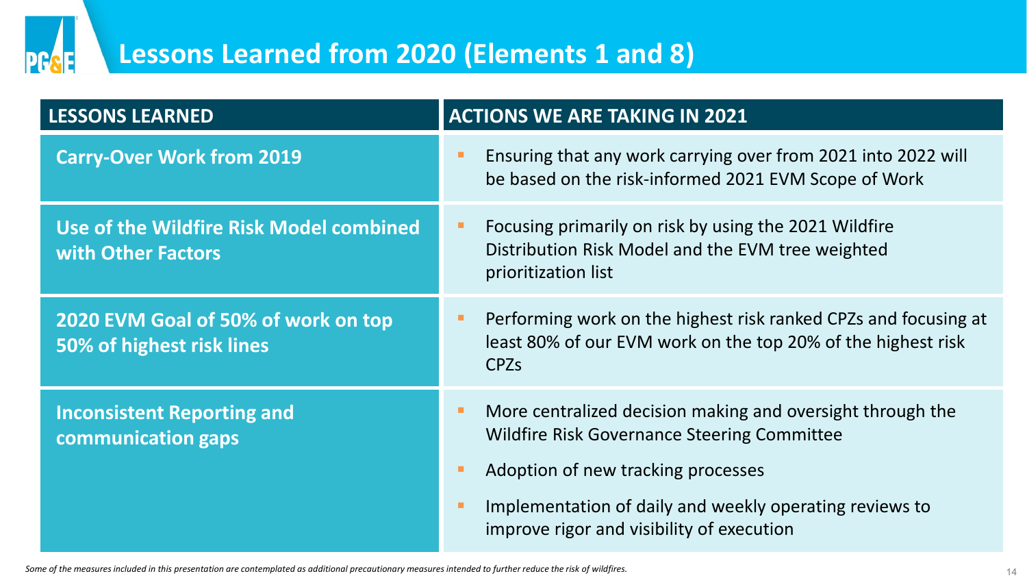# Lessons Learned from 2020 (Elements 1 and 8)

| LESSONS LEARNED | ACTIONS WE ARE TAKING IN 2021 |
|---|---|
| **Carry-Over Work from 2019** | ▪ Ensuring that any work carrying over from 2021 into 2022 will be based on the risk-informed 2021 EVM Scope of Work |
| **Use of the Wildfire Risk Model combined with Other Factors** | ▪ Focusing primarily on risk by using the 2021 Wildfire Distribution Risk Model and the EVM tree weighted prioritization list |
| **2020 EVM Goal of 50% of work on top 50% of highest risk lines** | ▪ Performing work on the highest risk ranked CPZs and focusing at least 80% of our EVM work on the top 20% of the highest risk CPZs |
| **Inconsistent Reporting and communication gaps** | ▪ More centralized decision making and oversight through the Wildfire Risk Governance Steering Committee<br>▪ Adoption of new tracking processes<br>▪ Implementation of daily and weekly operating reviews to improve rigor and visibility of execution |

*Some of the measures included in this presentation are contemplated as additional precautionary measures intended to further reduce the risk of wildfires.*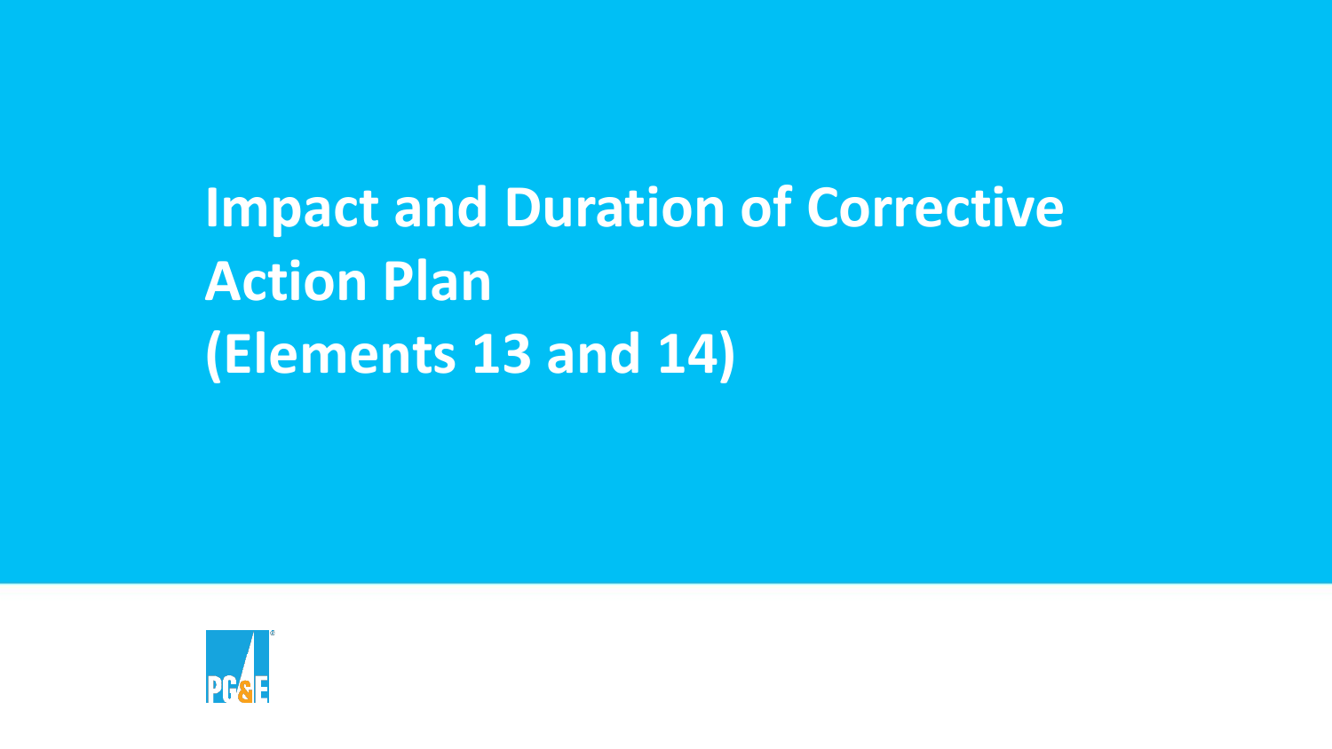# Impact and Duration of Corrective Action Plan (Elements 13 and 14)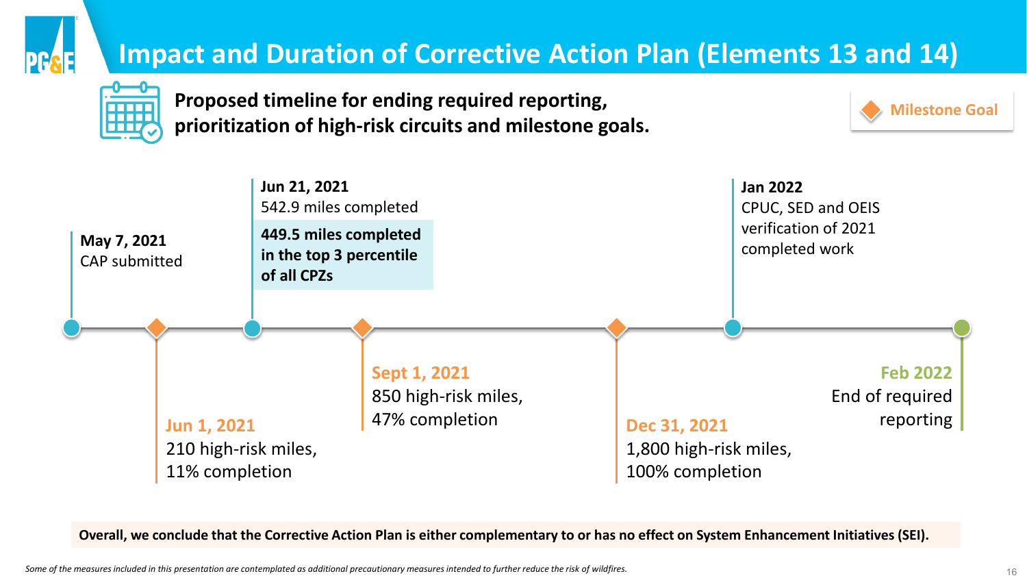# Impact and Duration of Corrective Action Plan (Elements 13 and 14)

**Proposed timeline for ending required reporting, prioritization of high-risk circuits and milestone goals.**

Milestone Goal

**May 7, 2021**
CAP submitted

**Jun 1, 2021**
210 high-risk miles, 11% completion

**Jun 21, 2021**
542.9 miles completed

**449.5 miles completed in the top 3 percentile of all CPZs**

**Sept 1, 2021**
850 high-risk miles, 47% completion

**Dec 31, 2021**
1,800 high-risk miles, 100% completion

**Jan 2022**
CPUC, SED and OEIS verification of 2021 completed work

**Feb 2022**
End of required reporting

**Overall, we conclude that the Corrective Action Plan is either complementary to or has no effect on System Enhancement Initiatives (SEI).**

*Some of the measures included in this presentation are contemplated as additional precautionary measures intended to further reduce the risk of wildfires.*